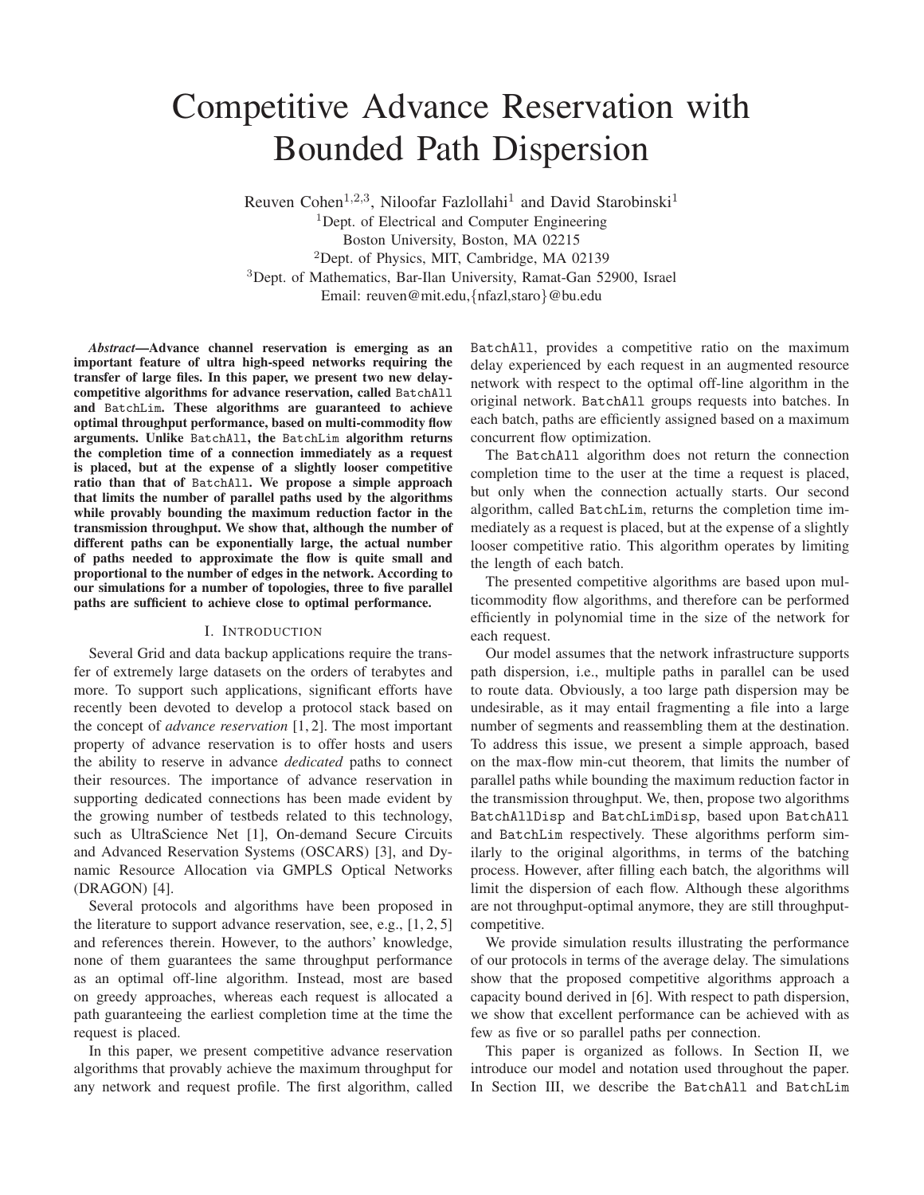# Competitive Advance Reservation with Bounded Path Dispersion

Reuven Cohen[1,2,3], Niloofar Fazlollahi[1] and David Starobinski[1]

[1]Dept. of Electrical and Computer Engineering
Boston University, Boston, MA 02215
[2]Dept. of Physics, MIT, Cambridge, MA 02139
[3]Dept. of Mathematics, Bar-Ilan University, Ramat-Gan 52900, Israel
Email: reuven@mit.edu,{nfazl,staro}@bu.edu

***Abstract*—Advance channel reservation is emerging as an important feature of ultra high-speed networks requiring the transfer of large files. In this paper, we present two new delay-competitive algorithms for advance reservation, called `BatchAll` and `BatchLim`. These algorithms are guaranteed to achieve optimal throughput performance, based on multi-commodity flow arguments. Unlike `BatchAll`, the `BatchLim` algorithm returns the completion time of a connection immediately as a request is placed, but at the expense of a slightly looser competitive ratio than that of `BatchAll`. We propose a simple approach that limits the number of parallel paths used by the algorithms while provably bounding the maximum reduction factor in the transmission throughput. We show that, although the number of different paths can be exponentially large, the actual number of paths needed to approximate the flow is quite small and proportional to the number of edges in the network. According to our simulations for a number of topologies, three to five parallel paths are sufficient to achieve close to optimal performance.**

## I. Introduction

Several Grid and data backup applications require the transfer of extremely large datasets on the orders of terabytes and more. To support such applications, significant efforts have recently been devoted to develop a protocol stack based on the concept of *advance reservation* [1, 2]. The most important property of advance reservation is to offer hosts and users the ability to reserve in advance *dedicated* paths to connect their resources. The importance of advance reservation in supporting dedicated connections has been made evident by the growing number of testbeds related to this technology, such as UltraScience Net [1], On-demand Secure Circuits and Advanced Reservation Systems (OSCARS) [3], and Dynamic Resource Allocation via GMPLS Optical Networks (DRAGON) [4].

Several protocols and algorithms have been proposed in the literature to support advance reservation, see, e.g., [1, 2, 5] and references therein. However, to the authors' knowledge, none of them guarantees the same throughput performance as an optimal off-line algorithm. Instead, most are based on greedy approaches, whereas each request is allocated a path guaranteeing the earliest completion time at the time the request is placed.

In this paper, we present competitive advance reservation algorithms that provably achieve the maximum throughput for any network and request profile. The first algorithm, called `BatchAll`, provides a competitive ratio on the maximum delay experienced by each request in an augmented resource network with respect to the optimal off-line algorithm in the original network. `BatchAll` groups requests into batches. In each batch, paths are efficiently assigned based on a maximum concurrent flow optimization.

The `BatchAll` algorithm does not return the connection completion time to the user at the time a request is placed, but only when the connection actually starts. Our second algorithm, called `BatchLim`, returns the completion time immediately as a request is placed, but at the expense of a slightly looser competitive ratio. This algorithm operates by limiting the length of each batch.

The presented competitive algorithms are based upon multicommodity flow algorithms, and therefore can be performed efficiently in polynomial time in the size of the network for each request.

Our model assumes that the network infrastructure supports path dispersion, i.e., multiple paths in parallel can be used to route data. Obviously, a too large path dispersion may be undesirable, as it may entail fragmenting a file into a large number of segments and reassembling them at the destination. To address this issue, we present a simple approach, based on the max-flow min-cut theorem, that limits the number of parallel paths while bounding the maximum reduction factor in the transmission throughput. We, then, propose two algorithms `BatchAllDisp` and `BatchLimDisp`, based upon `BatchAll` and `BatchLim` respectively. These algorithms perform similarly to the original algorithms, in terms of the batching process. However, after filling each batch, the algorithms will limit the dispersion of each flow. Although these algorithms are not throughput-optimal anymore, they are still throughput-competitive.

We provide simulation results illustrating the performance of our protocols in terms of the average delay. The simulations show that the proposed competitive algorithms approach a capacity bound derived in [6]. With respect to path dispersion, we show that excellent performance can be achieved with as few as five or so parallel paths per connection.

This paper is organized as follows. In Section II, we introduce our model and notation used throughout the paper. In Section III, we describe the `BatchAll` and `BatchLim`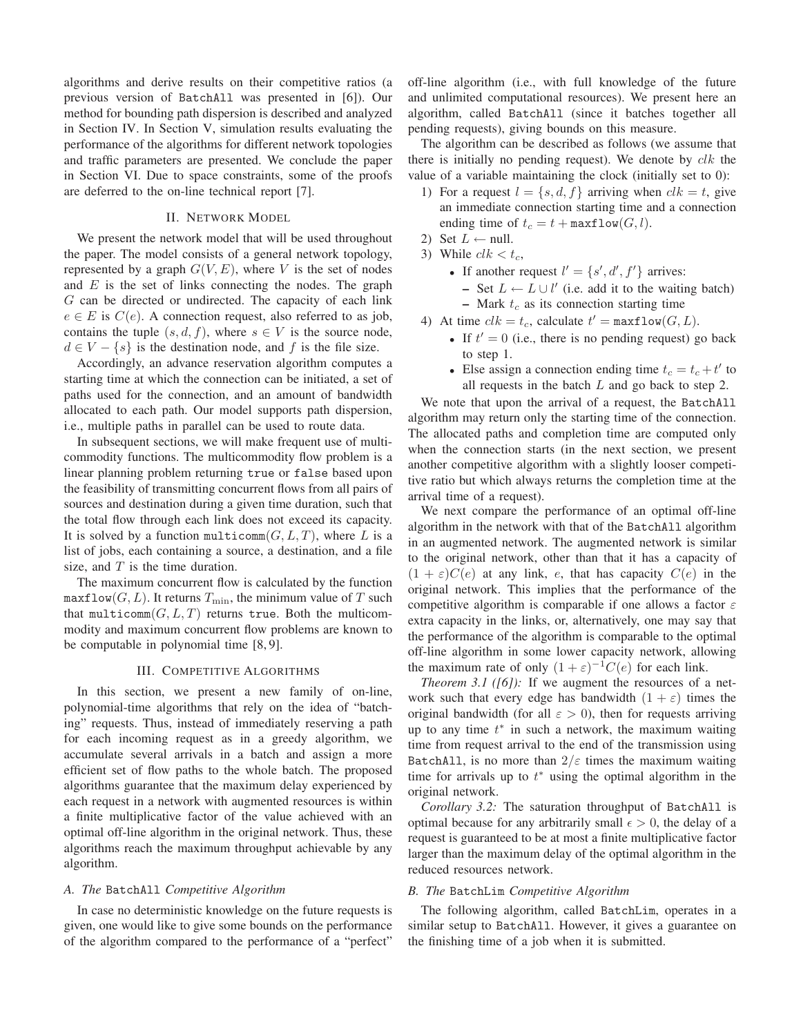algorithms and derive results on their competitive ratios (a previous version of BatchAll was presented in [6]). Our method for bounding path dispersion is described and analyzed in Section IV. In Section V, simulation results evaluating the performance of the algorithms for different network topologies and traffic parameters are presented. We conclude the paper in Section VI. Due to space constraints, some of the proofs are deferred to the on-line technical report [7].

## II. Network Model

We present the network model that will be used throughout the paper. The model consists of a general network topology, represented by a graph $G(V, E)$, where $V$ is the set of nodes and $E$ is the set of links connecting the nodes. The graph $G$ can be directed or undirected. The capacity of each link $e \in E$ is $C(e)$. A connection request, also referred to as job, contains the tuple $(s, d, f)$, where $s \in V$ is the source node, $d \in V - \{s\}$ is the destination node, and $f$ is the file size.

Accordingly, an advance reservation algorithm computes a starting time at which the connection can be initiated, a set of paths used for the connection, and an amount of bandwidth allocated to each path. Our model supports path dispersion, i.e., multiple paths in parallel can be used to route data.

In subsequent sections, we will make frequent use of multicommodity functions. The multicommodity flow problem is a linear planning problem returning true or false based upon the feasibility of transmitting concurrent flows from all pairs of sources and destination during a given time duration, such that the total flow through each link does not exceed its capacity. It is solved by a function $\texttt{multicomm}(G, L, T)$, where $L$ is a list of jobs, each containing a source, a destination, and a file size, and $T$ is the time duration.

The maximum concurrent flow is calculated by the function $\texttt{maxflow}(G, L)$. It returns $T_{\min}$, the minimum value of $T$ such that $\texttt{multicomm}(G, L, T)$ returns true. Both the multicommodity and maximum concurrent flow problems are known to be computable in polynomial time [8, 9].

## III. Competitive Algorithms

In this section, we present a new family of on-line, polynomial-time algorithms that rely on the idea of "batching" requests. Thus, instead of immediately reserving a path for each incoming request as in a greedy algorithm, we accumulate several arrivals in a batch and assign a more efficient set of flow paths to the whole batch. The proposed algorithms guarantee that the maximum delay experienced by each request in a network with augmented resources is within a finite multiplicative factor of the value achieved with an optimal off-line algorithm in the original network. Thus, these algorithms reach the maximum throughput achievable by any algorithm.

### A. The BatchAll Competitive Algorithm

In case no deterministic knowledge on the future requests is given, one would like to give some bounds on the performance of the algorithm compared to the performance of a "perfect" off-line algorithm (i.e., with full knowledge of the future and unlimited computational resources). We present here an algorithm, called BatchAll (since it batches together all pending requests), giving bounds on this measure.

The algorithm can be described as follows (we assume that there is initially no pending request). We denote by $clk$ the value of a variable maintaining the clock (initially set to 0):

1) For a request $l = \{s, d, f\}$ arriving when $clk = t$, give an immediate connection starting time and a connection ending time of $t_c = t + \texttt{maxflow}(G, l)$.
2) Set $L \leftarrow$ null.
3) While $clk < t_c$,
   - If another request $l' = \{s', d', f'\}$ arrives:
     - Set $L \leftarrow L \cup l'$ (i.e. add it to the waiting batch)
     - Mark $t_c$ as its connection starting time
4) At time $clk = t_c$, calculate $t' = \texttt{maxflow}(G, L)$.
   - If $t' = 0$ (i.e., there is no pending request) go back to step 1.
   - Else assign a connection ending time $t_c = t_c + t'$ to all requests in the batch $L$ and go back to step 2.

We note that upon the arrival of a request, the BatchAll algorithm may return only the starting time of the connection. The allocated paths and completion time are computed only when the connection starts (in the next section, we present another competitive algorithm with a slightly looser competitive ratio but which always returns the completion time at the arrival time of a request).

We next compare the performance of an optimal off-line algorithm in the network with that of the BatchAll algorithm in an augmented network. The augmented network is similar to the original network, other than that it has a capacity of $(1 + \varepsilon)C(e)$ at any link, $e$, that has capacity $C(e)$ in the original network. This implies that the performance of the competitive algorithm is comparable if one allows a factor $\varepsilon$ extra capacity in the links, or, alternatively, one may say that the performance of the algorithm is comparable to the optimal off-line algorithm in some lower capacity network, allowing the maximum rate of only $(1 + \varepsilon)^{-1}C(e)$ for each link.

*Theorem 3.1 ([6]):* If we augment the resources of a network such that every edge has bandwidth $(1 + \varepsilon)$ times the original bandwidth (for all $\varepsilon > 0$), then for requests arriving up to any time $t^*$ in such a network, the maximum waiting time from request arrival to the end of the transmission using BatchAll, is no more than $2/\varepsilon$ times the maximum waiting time for arrivals up to $t^*$ using the optimal algorithm in the original network.

*Corollary 3.2:* The saturation throughput of BatchAll is optimal because for any arbitrarily small $\epsilon > 0$, the delay of a request is guaranteed to be at most a finite multiplicative factor larger than the maximum delay of the optimal algorithm in the reduced resources network.

### B. The BatchLim Competitive Algorithm

The following algorithm, called BatchLim, operates in a similar setup to BatchAll. However, it gives a guarantee on the finishing time of a job when it is submitted.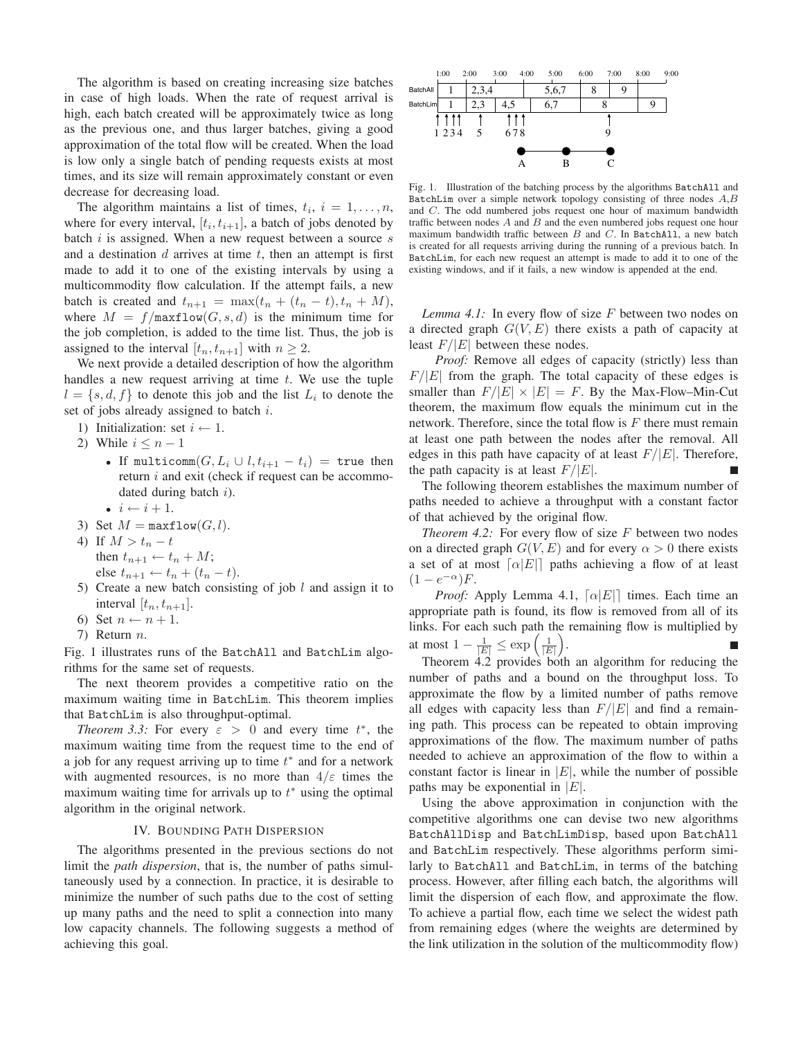The algorithm is based on creating increasing size batches in case of high loads. When the rate of request arrival is high, each batch created will be approximately twice as long as the previous one, and thus larger batches, giving a good approximation of the total flow will be created. When the load is low only a single batch of pending requests exists at most times, and its size will remain approximately constant or even decrease for decreasing load.

The algorithm maintains a list of times, $t_i$, $i = 1, \ldots, n$, where for every interval, $[t_i, t_{i+1}]$, a batch of jobs denoted by batch $i$ is assigned. When a new request between a source $s$ and a destination $d$ arrives at time $t$, then an attempt is first made to add it to one of the existing intervals by using a multicommodity flow calculation. If the attempt fails, a new batch is created and $t_{n+1} = \max(t_n + (t_n - t), t_n + M)$, where $M = f/\texttt{maxflow}(G, s, d)$ is the minimum time for the job completion, is added to the time list. Thus, the job is assigned to the interval $[t_n, t_{n+1}]$ with $n \geq 2$.

We next provide a detailed description of how the algorithm handles a new request arriving at time $t$. We use the tuple $l = \{s, d, f\}$ to denote this job and the list $L_i$ to denote the set of jobs already assigned to batch $i$.

1) Initialization: set $i \leftarrow 1$.
2) While $i \leq n - 1$
   - If $\texttt{multicomm}(G, L_i \cup l, t_{i+1} - t_i) = \texttt{true}$ then return $i$ and exit (check if request can be accommodated during batch $i$).
   - $i \leftarrow i + 1$.
3) Set $M = \texttt{maxflow}(G, l)$.
4) If $M > t_n - t$ then $t_{n+1} \leftarrow t_n + M$; else $t_{n+1} \leftarrow t_n + (t_n - t)$.
5) Create a new batch consisting of job $l$ and assign it to interval $[t_n, t_{n+1}]$.
6) Set $n \leftarrow n + 1$.
7) Return $n$.

Fig. 1 illustrates runs of the BatchAll and BatchLim algorithms for the same set of requests.

The next theorem provides a competitive ratio on the maximum waiting time in BatchLim. This theorem implies that BatchLim is also throughput-optimal.

*Theorem 3.3:* For every $\varepsilon > 0$ and every time $t^*$, the maximum waiting time from the request time to the end of a job for any request arriving up to time $t^*$ and for a network with augmented resources, is no more than $4/\varepsilon$ times the maximum waiting time for arrivals up to $t^*$ using the optimal algorithm in the original network.

## IV. Bounding Path Dispersion

The algorithms presented in the previous sections do not limit the *path dispersion*, that is, the number of paths simultaneously used by a connection. In practice, it is desirable to minimize the number of such paths due to the cost of setting up many paths and the need to split a connection into many low capacity channels. The following suggests a method of achieving this goal.

1:00 2:00 3:00 4:00 5:00 6:00 7:00 8:00 9:00

BatchAll: 1 | 2,3,4 | 5,6,7 | 8 | 9

BatchLim: 1 | 2,3 | 4,5 | 6,7 | 8 | 9

1 2 3 4 5 6 7 8 9

A B C

Fig. 1. Illustration of the batching process by the algorithms BatchAll and BatchLim over a simple network topology consisting of three nodes $A$, $B$ and $C$. The odd numbered jobs request one hour of maximum bandwidth traffic between nodes $A$ and $B$ and the even numbered jobs request one hour maximum bandwidth traffic between $B$ and $C$. In BatchAll, a new batch is created for all requests arriving during the running of a previous batch. In BatchLim, for each new request an attempt is made to add it to one of the existing windows, and if it fails, a new window is appended at the end.

*Lemma 4.1:* In every flow of size $F$ between two nodes on a directed graph $G(V, E)$ there exists a path of capacity at least $F/|E|$ between these nodes.

*Proof:* Remove all edges of capacity (strictly) less than $F/|E|$ from the graph. The total capacity of these edges is smaller than $F/|E| \times |E| = F$. By the Max-Flow–Min-Cut theorem, the maximum flow equals the minimum cut in the network. Therefore, since the total flow is $F$ there must remain at least one path between the nodes after the removal. All edges in this path have capacity of at least $F/|E|$. Therefore, the path capacity is at least $F/|E|$. ∎

The following theorem establishes the maximum number of paths needed to achieve a throughput with a constant factor of that achieved by the original flow.

*Theorem 4.2:* For every flow of size $F$ between two nodes on a directed graph $G(V, E)$ and for every $\alpha > 0$ there exists a set of at most $\lceil \alpha |E| \rceil$ paths achieving a flow of at least $(1 - e^{-\alpha})F$.

*Proof:* Apply Lemma 4.1, $\lceil \alpha |E| \rceil$ times. Each time an appropriate path is found, its flow is removed from all of its links. For each such path the remaining flow is multiplied by at most $1 - \frac{1}{|E|} \leq \exp\left(\frac{1}{|E|}\right)$. ∎

Theorem 4.2 provides both an algorithm for reducing the number of paths and a bound on the throughput loss. To approximate the flow by a limited number of paths remove all edges with capacity less than $F/|E|$ and find a remaining path. This process can be repeated to obtain improving approximations of the flow. The maximum number of paths needed to achieve an approximation of the flow to within a constant factor is linear in $|E|$, while the number of possible paths may be exponential in $|E|$.

Using the above approximation in conjunction with the competitive algorithms one can devise two new algorithms BatchAllDisp and BatchLimDisp, based upon BatchAll and BatchLim respectively. These algorithms perform similarly to BatchAll and BatchLim, in terms of the batching process. However, after filling each batch, the algorithms will limit the dispersion of each flow, and approximate the flow. To achieve a partial flow, each time we select the widest path from remaining edges (where the weights are determined by the link utilization in the solution of the multicommodity flow)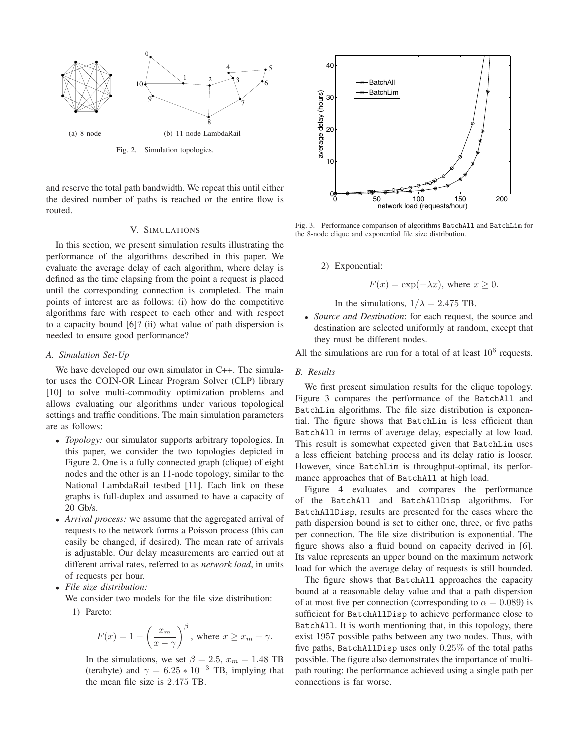(a) 8 node

(b) 11 node LambdaRail

Fig. 2. Simulation topologies.

and reserve the total path bandwidth. We repeat this until either the desired number of paths is reached or the entire flow is routed.

## V. SIMULATIONS

In this section, we present simulation results illustrating the performance of the algorithms described in this paper. We evaluate the average delay of each algorithm, where delay is defined as the time elapsing from the point a request is placed until the corresponding connection is completed. The main points of interest are as follows: (i) how do the competitive algorithms fare with respect to each other and with respect to a capacity bound [6]? (ii) what value of path dispersion is needed to ensure good performance?

### A. Simulation Set-Up

We have developed our own simulator in C++. The simulator uses the COIN-OR Linear Program Solver (CLP) library [10] to solve multi-commodity optimization problems and allows evaluating our algorithms under various topological settings and traffic conditions. The main simulation parameters are as follows:

- *Topology:* our simulator supports arbitrary topologies. In this paper, we consider the two topologies depicted in Figure 2. One is a fully connected graph (clique) of eight nodes and the other is an 11-node topology, similar to the National LambdaRail testbed [11]. Each link on these graphs is full-duplex and assumed to have a capacity of 20 Gb/s.
- *Arrival process:* we assume that the aggregated arrival of requests to the network forms a Poisson process (this can easily be changed, if desired). The mean rate of arrivals is adjustable. Our delay measurements are carried out at different arrival rates, referred to as *network load*, in units of requests per hour.
- *File size distribution:*
  We consider two models for the file size distribution:
  1) Pareto:
  $$F(x) = 1 - \left(\frac{x_m}{x-\gamma}\right)^{\beta}, \text{ where } x \geq x_m + \gamma.$$
  In the simulations, we set $\beta = 2.5$, $x_m = 1.48$ TB (terabyte) and $\gamma = 6.25 * 10^{-3}$ TB, implying that the mean file size is 2.475 TB.
  2) Exponential:
  $$F(x) = \exp(-\lambda x), \text{ where } x \geq 0.$$
  In the simulations, $1/\lambda = 2.475$ TB.
- *Source and Destination*: for each request, the source and destination are selected uniformly at random, except that they must be different nodes.

All the simulations are run for a total of at least $10^6$ requests.

Fig. 3. Performance comparison of algorithms BatchAll and BatchLim for the 8-node clique and exponential file size distribution.

### B. Results

We first present simulation results for the clique topology. Figure 3 compares the performance of the BatchAll and BatchLim algorithms. The file size distribution is exponential. The figure shows that BatchLim is less efficient than BatchAll in terms of average delay, especially at low load. This result is somewhat expected given that BatchLim uses a less efficient batching process and its delay ratio is looser. However, since BatchLim is throughput-optimal, its performance approaches that of BatchAll at high load.

Figure 4 evaluates and compares the performance of the BatchAll and BatchAllDisp algorithms. For BatchAllDisp, results are presented for the cases where the path dispersion bound is set to either one, three, or five paths per connection. The file size distribution is exponential. The figure shows also a fluid bound on capacity derived in [6]. Its value represents an upper bound on the maximum network load for which the average delay of requests is still bounded.

The figure shows that BatchAll approaches the capacity bound at a reasonable delay value and that a path dispersion of at most five per connection (corresponding to $\alpha = 0.089$) is sufficient for BatchAllDisp to achieve performance close to BatchAll. It is worth mentioning that, in this topology, there exist 1957 possible paths between any two nodes. Thus, with five paths, BatchAllDisp uses only $0.25\%$ of the total paths possible. The figure also demonstrates the importance of multipath routing: the performance achieved using a single path per connections is far worse.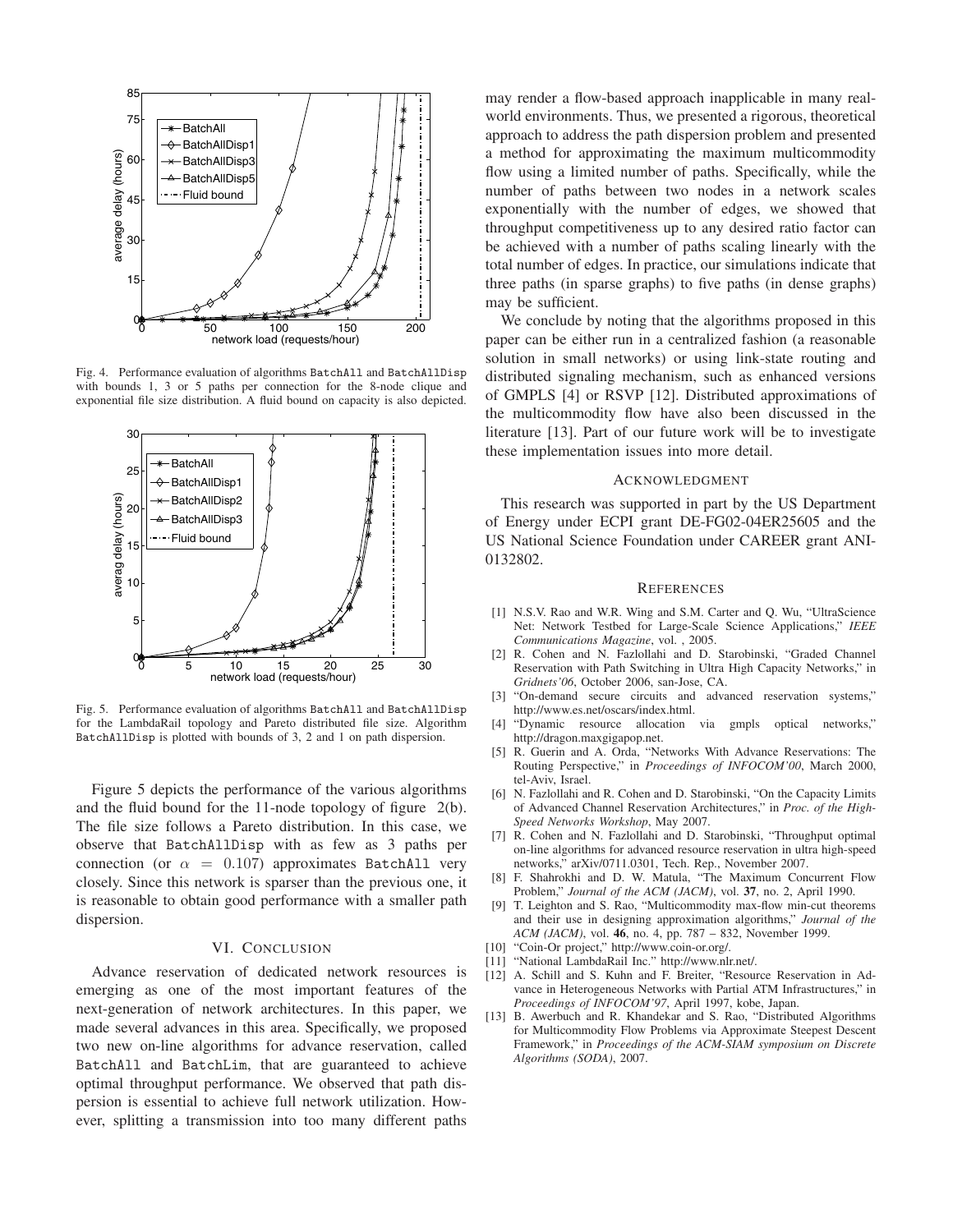85
75
60
45
30
15
0
average delay (hours)
0 50 100 150 200
network load (requests/hour)
BatchAll
BatchAllDisp1
BatchAllDisp3
BatchAllDisp5
Fluid bound

Fig. 4. Performance evaluation of algorithms BatchAll and BatchAllDisp with bounds 1, 3 or 5 paths per connection for the 8-node clique and exponential file size distribution. A fluid bound on capacity is also depicted.

30
25
20
15
10
5
0
averag delay (hours)
0 5 10 15 20 25 30
network load (requests/hour)
BatchAll
BatchAllDisp1
BatchAllDisp2
BatchAllDisp3
Fluid bound

Fig. 5. Performance evaluation of algorithms BatchAll and BatchAllDisp for the LambdaRail topology and Pareto distributed file size. Algorithm BatchAllDisp is plotted with bounds of 3, 2 and 1 on path dispersion.

Figure 5 depicts the performance of the various algorithms and the fluid bound for the 11-node topology of figure 2(b). The file size follows a Pareto distribution. In this case, we observe that BatchAllDisp with as few as 3 paths per connection (or $\alpha = 0.107$) approximates BatchAll very closely. Since this network is sparser than the previous one, it is reasonable to obtain good performance with a smaller path dispersion.

## VI. Conclusion

Advance reservation of dedicated network resources is emerging as one of the most important features of the next-generation of network architectures. In this paper, we made several advances in this area. Specifically, we proposed two new on-line algorithms for advance reservation, called BatchAll and BatchLim, that are guaranteed to achieve optimal throughput performance. We observed that path dispersion is essential to achieve full network utilization. However, splitting a transmission into too many different paths may render a flow-based approach inapplicable in many real-world environments. Thus, we presented a rigorous, theoretical approach to address the path dispersion problem and presented a method for approximating the maximum multicommodity flow using a limited number of paths. Specifically, while the number of paths between two nodes in a network scales exponentially with the number of edges, we showed that throughput competitiveness up to any desired ratio factor can be achieved with a number of paths scaling linearly with the total number of edges. In practice, our simulations indicate that three paths (in sparse graphs) to five paths (in dense graphs) may be sufficient.

We conclude by noting that the algorithms proposed in this paper can be either run in a centralized fashion (a reasonable solution in small networks) or using link-state routing and distributed signaling mechanism, such as enhanced versions of GMPLS [4] or RSVP [12]. Distributed approximations of the multicommodity flow have also been discussed in the literature [13]. Part of our future work will be to investigate these implementation issues into more detail.

## Acknowledgment

This research was supported in part by the US Department of Energy under ECPI grant DE-FG02-04ER25605 and the US National Science Foundation under CAREER grant ANI-0132802.

## References

[1] N.S.V. Rao and W.R. Wing and S.M. Carter and Q. Wu, "UltraScience Net: Network Testbed for Large-Scale Science Applications," *IEEE Communications Magazine*, vol. , 2005.

[2] R. Cohen and N. Fazlollahi and D. Starobinski, "Graded Channel Reservation with Path Switching in Ultra High Capacity Networks," in *Gridnets'06*, October 2006, san-Jose, CA.

[3] "On-demand secure circuits and advanced reservation systems," http://www.es.net/oscars/index.html.

[4] "Dynamic resource allocation via gmpls optical networks," http://dragon.maxgigapop.net.

[5] R. Guerin and A. Orda, "Networks With Advance Reservations: The Routing Perspective," in *Proceedings of INFOCOM'00*, March 2000, tel-Aviv, Israel.

[6] N. Fazlollahi and R. Cohen and D. Starobinski, "On the Capacity Limits of Advanced Channel Reservation Architectures," in *Proc. of the High-Speed Networks Workshop*, May 2007.

[7] R. Cohen and N. Fazlollahi and D. Starobinski, "Throughput optimal on-line algorithms for advanced resource reservation in ultra high-speed networks," arXiv/0711.0301, Tech. Rep., November 2007.

[8] F. Shahrokhi and D. W. Matula, "The Maximum Concurrent Flow Problem," *Journal of the ACM (JACM)*, vol. **37**, no. 2, April 1990.

[9] T. Leighton and S. Rao, "Multicommodity max-flow min-cut theorems and their use in designing approximation algorithms," *Journal of the ACM (JACM)*, vol. **46**, no. 4, pp. 787 – 832, November 1999.

[10] "Coin-Or project," http://www.coin-or.org/.

[11] "National LambdaRail Inc." http://www.nlr.net/.

[12] A. Schill and S. Kuhn and F. Breiter, "Resource Reservation in Advance in Heterogeneous Networks with Partial ATM Infrastructures," in *Proceedings of INFOCOM'97*, April 1997, kobe, Japan.

[13] B. Awerbuch and R. Khandekar and S. Rao, "Distributed Algorithms for Multicommodity Flow Problems via Approximate Steepest Descent Framework," in *Proceedings of the ACM-SIAM symposium on Discrete Algorithms (SODA)*, 2007.